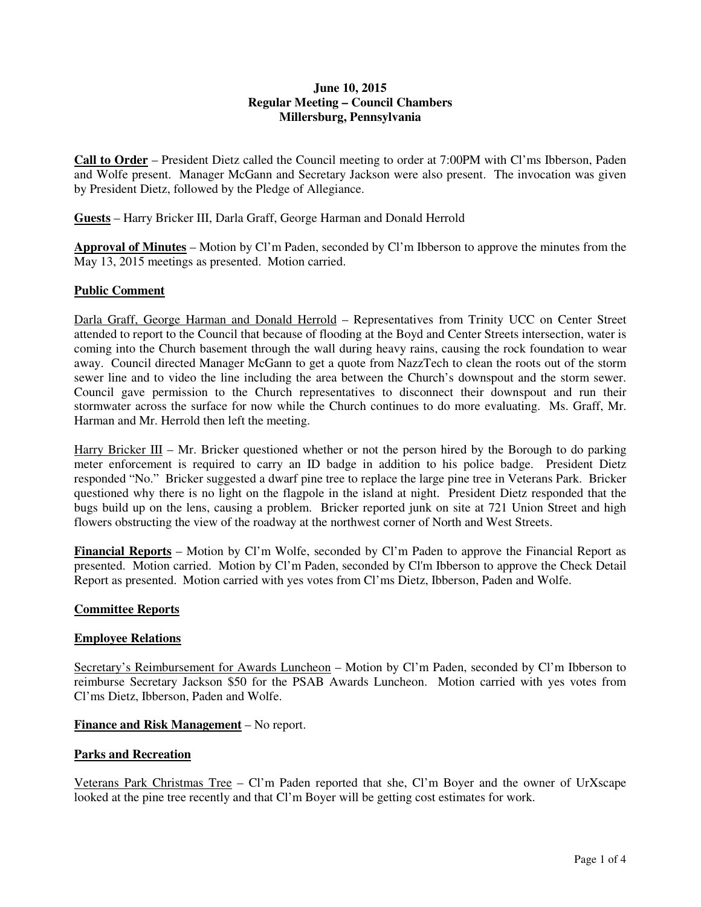**June 10, 2015**
**Regular Meeting – Council Chambers**
**Millersburg, Pennsylvania**

**Call to Order** – President Dietz called the Council meeting to order at 7:00PM with Cl'ms Ibberson, Paden and Wolfe present. Manager McGann and Secretary Jackson were also present. The invocation was given by President Dietz, followed by the Pledge of Allegiance.

**Guests** – Harry Bricker III, Darla Graff, George Harman and Donald Herrold

**Approval of Minutes** – Motion by Cl'm Paden, seconded by Cl'm Ibberson to approve the minutes from the May 13, 2015 meetings as presented. Motion carried.

**Public Comment**

Darla Graff, George Harman and Donald Herrold – Representatives from Trinity UCC on Center Street attended to report to the Council that because of flooding at the Boyd and Center Streets intersection, water is coming into the Church basement through the wall during heavy rains, causing the rock foundation to wear away. Council directed Manager McGann to get a quote from NazzTech to clean the roots out of the storm sewer line and to video the line including the area between the Church's downspout and the storm sewer. Council gave permission to the Church representatives to disconnect their downspout and run their stormwater across the surface for now while the Church continues to do more evaluating. Ms. Graff, Mr. Harman and Mr. Herrold then left the meeting.

Harry Bricker III – Mr. Bricker questioned whether or not the person hired by the Borough to do parking meter enforcement is required to carry an ID badge in addition to his police badge. President Dietz responded "No." Bricker suggested a dwarf pine tree to replace the large pine tree in Veterans Park. Bricker questioned why there is no light on the flagpole in the island at night. President Dietz responded that the bugs build up on the lens, causing a problem. Bricker reported junk on site at 721 Union Street and high flowers obstructing the view of the roadway at the northwest corner of North and West Streets.

**Financial Reports** – Motion by Cl'm Wolfe, seconded by Cl'm Paden to approve the Financial Report as presented. Motion carried. Motion by Cl'm Paden, seconded by Cl'm Ibberson to approve the Check Detail Report as presented. Motion carried with yes votes from Cl'ms Dietz, Ibberson, Paden and Wolfe.

**Committee Reports**

**Employee Relations**

Secretary's Reimbursement for Awards Luncheon – Motion by Cl'm Paden, seconded by Cl'm Ibberson to reimburse Secretary Jackson $50 for the PSAB Awards Luncheon. Motion carried with yes votes from Cl'ms Dietz, Ibberson, Paden and Wolfe.

**Finance and Risk Management** – No report.

**Parks and Recreation**

Veterans Park Christmas Tree – Cl'm Paden reported that she, Cl'm Boyer and the owner of UrXscape looked at the pine tree recently and that Cl'm Boyer will be getting cost estimates for work.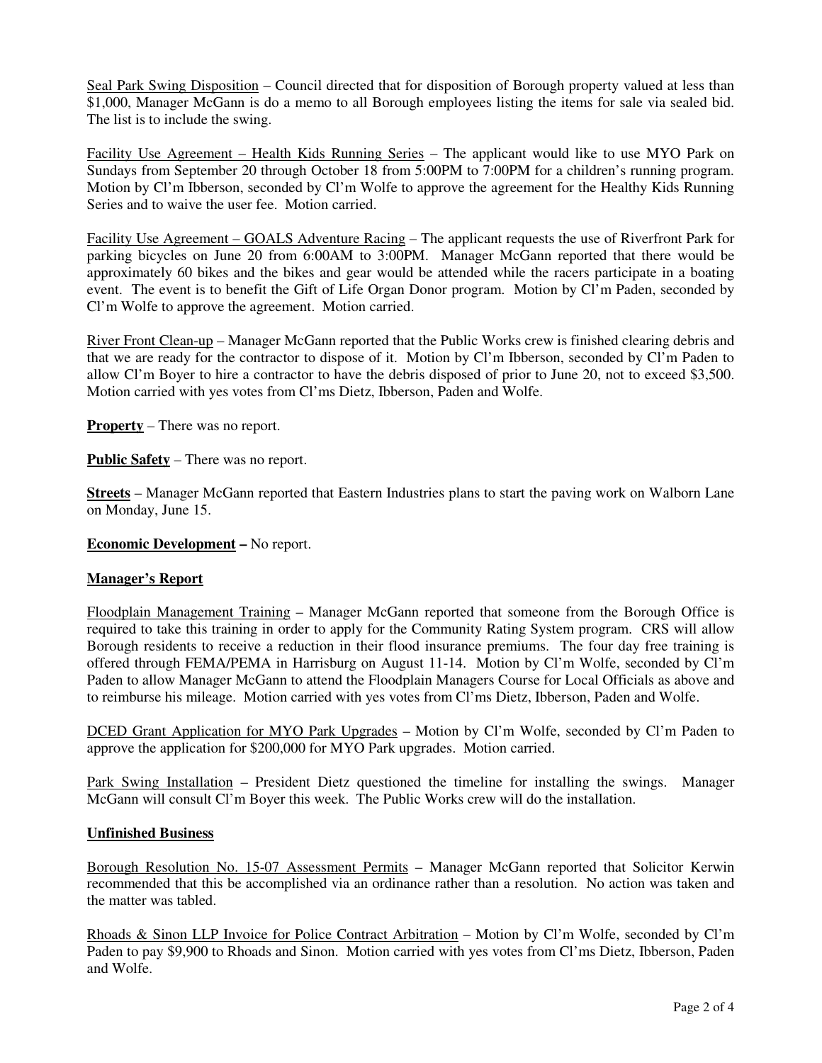Seal Park Swing Disposition – Council directed that for disposition of Borough property valued at less than $1,000, Manager McGann is do a memo to all Borough employees listing the items for sale via sealed bid. The list is to include the swing.

Facility Use Agreement – Health Kids Running Series – The applicant would like to use MYO Park on Sundays from September 20 through October 18 from 5:00PM to 7:00PM for a children's running program. Motion by Cl'm Ibberson, seconded by Cl'm Wolfe to approve the agreement for the Healthy Kids Running Series and to waive the user fee. Motion carried.

Facility Use Agreement – GOALS Adventure Racing – The applicant requests the use of Riverfront Park for parking bicycles on June 20 from 6:00AM to 3:00PM. Manager McGann reported that there would be approximately 60 bikes and the bikes and gear would be attended while the racers participate in a boating event. The event is to benefit the Gift of Life Organ Donor program. Motion by Cl'm Paden, seconded by Cl'm Wolfe to approve the agreement. Motion carried.

River Front Clean-up – Manager McGann reported that the Public Works crew is finished clearing debris and that we are ready for the contractor to dispose of it. Motion by Cl'm Ibberson, seconded by Cl'm Paden to allow Cl'm Boyer to hire a contractor to have the debris disposed of prior to June 20, not to exceed $3,500. Motion carried with yes votes from Cl'ms Dietz, Ibberson, Paden and Wolfe.

**Property** – There was no report.

**Public Safety** – There was no report.

**Streets** – Manager McGann reported that Eastern Industries plans to start the paving work on Walborn Lane on Monday, June 15.

**Economic Development –** No report.

**Manager's Report**

Floodplain Management Training – Manager McGann reported that someone from the Borough Office is required to take this training in order to apply for the Community Rating System program. CRS will allow Borough residents to receive a reduction in their flood insurance premiums. The four day free training is offered through FEMA/PEMA in Harrisburg on August 11-14. Motion by Cl'm Wolfe, seconded by Cl'm Paden to allow Manager McGann to attend the Floodplain Managers Course for Local Officials as above and to reimburse his mileage. Motion carried with yes votes from Cl'ms Dietz, Ibberson, Paden and Wolfe.

DCED Grant Application for MYO Park Upgrades – Motion by Cl'm Wolfe, seconded by Cl'm Paden to approve the application for $200,000 for MYO Park upgrades. Motion carried.

Park Swing Installation – President Dietz questioned the timeline for installing the swings. Manager McGann will consult Cl'm Boyer this week. The Public Works crew will do the installation.

**Unfinished Business**

Borough Resolution No. 15-07 Assessment Permits – Manager McGann reported that Solicitor Kerwin recommended that this be accomplished via an ordinance rather than a resolution. No action was taken and the matter was tabled.

Rhoads & Sinon LLP Invoice for Police Contract Arbitration – Motion by Cl'm Wolfe, seconded by Cl'm Paden to pay $9,900 to Rhoads and Sinon. Motion carried with yes votes from Cl'ms Dietz, Ibberson, Paden and Wolfe.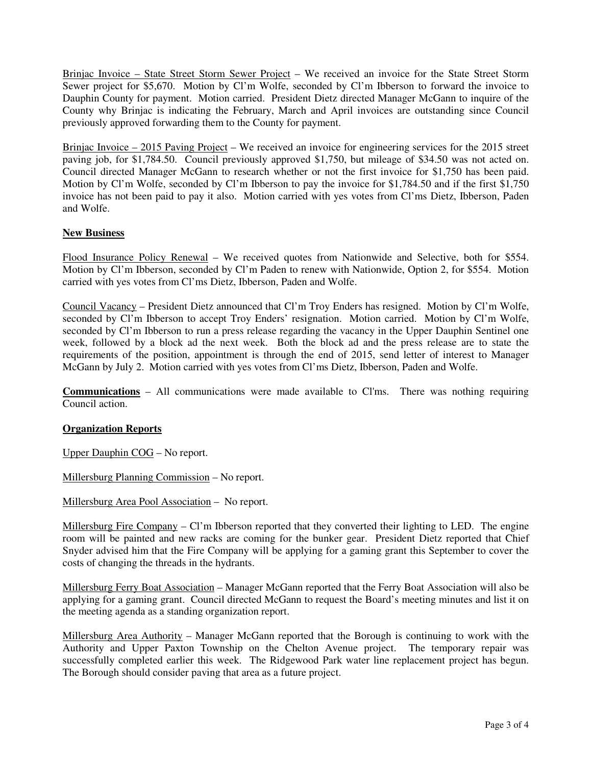Brinjac Invoice – State Street Storm Sewer Project – We received an invoice for the State Street Storm Sewer project for $5,670. Motion by Cl'm Wolfe, seconded by Cl'm Ibberson to forward the invoice to Dauphin County for payment. Motion carried. President Dietz directed Manager McGann to inquire of the County why Brinjac is indicating the February, March and April invoices are outstanding since Council previously approved forwarding them to the County for payment.

Brinjac Invoice – 2015 Paving Project – We received an invoice for engineering services for the 2015 street paving job, for $1,784.50. Council previously approved $1,750, but mileage of $34.50 was not acted on. Council directed Manager McGann to research whether or not the first invoice for $1,750 has been paid. Motion by Cl'm Wolfe, seconded by Cl'm Ibberson to pay the invoice for $1,784.50 and if the first $1,750 invoice has not been paid to pay it also. Motion carried with yes votes from Cl'ms Dietz, Ibberson, Paden and Wolfe.

**New Business**

Flood Insurance Policy Renewal – We received quotes from Nationwide and Selective, both for $554. Motion by Cl'm Ibberson, seconded by Cl'm Paden to renew with Nationwide, Option 2, for $554. Motion carried with yes votes from Cl'ms Dietz, Ibberson, Paden and Wolfe.

Council Vacancy – President Dietz announced that Cl'm Troy Enders has resigned. Motion by Cl'm Wolfe, seconded by Cl'm Ibberson to accept Troy Enders' resignation. Motion carried. Motion by Cl'm Wolfe, seconded by Cl'm Ibberson to run a press release regarding the vacancy in the Upper Dauphin Sentinel one week, followed by a block ad the next week. Both the block ad and the press release are to state the requirements of the position, appointment is through the end of 2015, send letter of interest to Manager McGann by July 2. Motion carried with yes votes from Cl'ms Dietz, Ibberson, Paden and Wolfe.

**Communications** – All communications were made available to Cl'ms. There was nothing requiring Council action.

**Organization Reports**

Upper Dauphin COG – No report.

Millersburg Planning Commission – No report.

Millersburg Area Pool Association – No report.

Millersburg Fire Company – Cl'm Ibberson reported that they converted their lighting to LED. The engine room will be painted and new racks are coming for the bunker gear. President Dietz reported that Chief Snyder advised him that the Fire Company will be applying for a gaming grant this September to cover the costs of changing the threads in the hydrants.

Millersburg Ferry Boat Association – Manager McGann reported that the Ferry Boat Association will also be applying for a gaming grant. Council directed McGann to request the Board's meeting minutes and list it on the meeting agenda as a standing organization report.

Millersburg Area Authority – Manager McGann reported that the Borough is continuing to work with the Authority and Upper Paxton Township on the Chelton Avenue project. The temporary repair was successfully completed earlier this week. The Ridgewood Park water line replacement project has begun. The Borough should consider paving that area as a future project.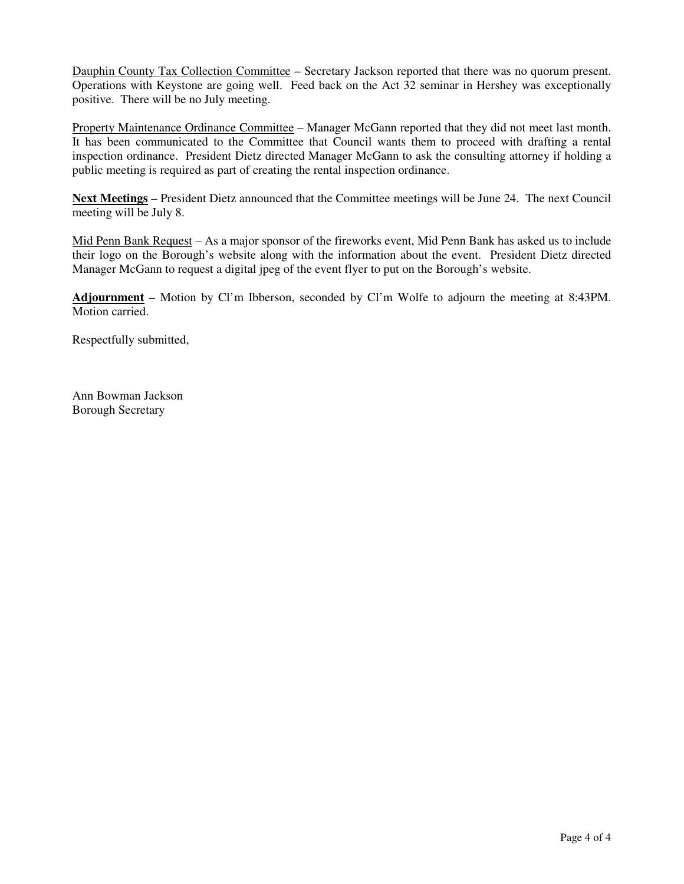Dauphin County Tax Collection Committee – Secretary Jackson reported that there was no quorum present. Operations with Keystone are going well. Feed back on the Act 32 seminar in Hershey was exceptionally positive. There will be no July meeting.

Property Maintenance Ordinance Committee – Manager McGann reported that they did not meet last month. It has been communicated to the Committee that Council wants them to proceed with drafting a rental inspection ordinance. President Dietz directed Manager McGann to ask the consulting attorney if holding a public meeting is required as part of creating the rental inspection ordinance.

**Next Meetings** – President Dietz announced that the Committee meetings will be June 24. The next Council meeting will be July 8.

Mid Penn Bank Request – As a major sponsor of the fireworks event, Mid Penn Bank has asked us to include their logo on the Borough's website along with the information about the event. President Dietz directed Manager McGann to request a digital jpeg of the event flyer to put on the Borough's website.

**Adjournment** – Motion by Cl'm Ibberson, seconded by Cl'm Wolfe to adjourn the meeting at 8:43PM. Motion carried.

Respectfully submitted,

Ann Bowman Jackson
Borough Secretary